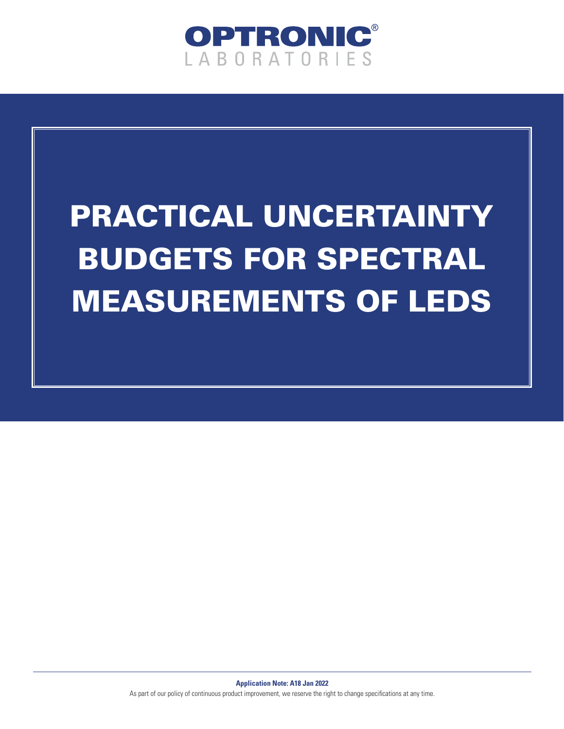OPTRONIC®
LABORATORIES

# PRACTICAL UNCERTAINTY BUDGETS FOR SPECTRAL MEASUREMENTS OF LEDS

**Application Note: A18 Jan 2022**

As part of our policy of continuous product improvement, we reserve the right to change specifications at any time.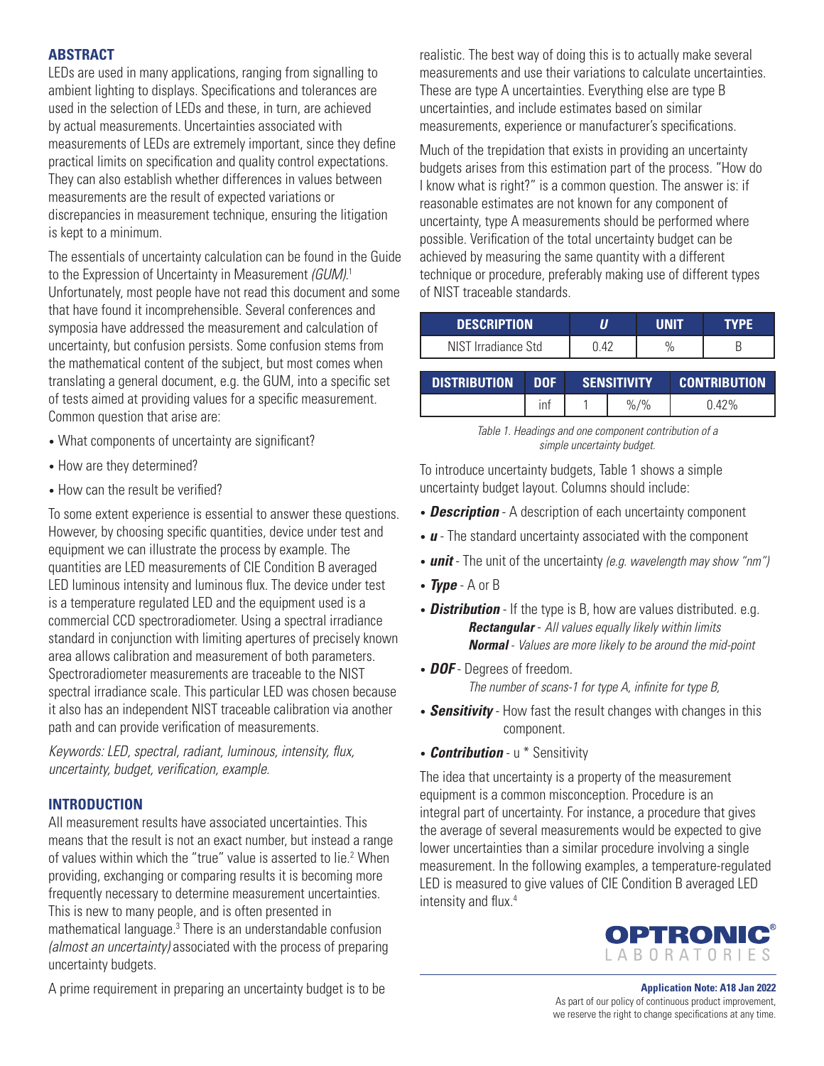## ABSTRACT

LEDs are used in many applications, ranging from signalling to ambient lighting to displays. Specifications and tolerances are used in the selection of LEDs and these, in turn, are achieved by actual measurements. Uncertainties associated with measurements of LEDs are extremely important, since they define practical limits on specification and quality control expectations. They can also establish whether differences in values between measurements are the result of expected variations or discrepancies in measurement technique, ensuring the litigation is kept to a minimum.

The essentials of uncertainty calculation can be found in the Guide to the Expression of Uncertainty in Measurement *(GUM)*.[1] Unfortunately, most people have not read this document and some that have found it incomprehensible. Several conferences and symposia have addressed the measurement and calculation of uncertainty, but confusion persists. Some confusion stems from the mathematical content of the subject, but most comes when translating a general document, e.g. the GUM, into a specific set of tests aimed at providing values for a specific measurement. Common question that arise are:

- What components of uncertainty are significant?
- How are they determined?
- How can the result be verified?

To some extent experience is essential to answer these questions. However, by choosing specific quantities, device under test and equipment we can illustrate the process by example. The quantities are LED measurements of CIE Condition B averaged LED luminous intensity and luminous flux. The device under test is a temperature regulated LED and the equipment used is a commercial CCD spectroradiometer. Using a spectral irradiance standard in conjunction with limiting apertures of precisely known area allows calibration and measurement of both parameters. Spectroradiometer measurements are traceable to the NIST spectral irradiance scale. This particular LED was chosen because it also has an independent NIST traceable calibration via another path and can provide verification of measurements.

*Keywords: LED, spectral, radiant, luminous, intensity, flux, uncertainty, budget, verification, example.*

## INTRODUCTION

All measurement results have associated uncertainties. This means that the result is not an exact number, but instead a range of values within which the "true" value is asserted to lie.[2] When providing, exchanging or comparing results it is becoming more frequently necessary to determine measurement uncertainties. This is new to many people, and is often presented in mathematical language.[3] There is an understandable confusion *(almost an uncertainty)* associated with the process of preparing uncertainty budgets.

A prime requirement in preparing an uncertainty budget is to be realistic. The best way of doing this is to actually make several measurements and use their variations to calculate uncertainties. These are type A uncertainties. Everything else are type B uncertainties, and include estimates based on similar measurements, experience or manufacturer's specifications.

Much of the trepidation that exists in providing an uncertainty budgets arises from this estimation part of the process. "How do I know what is right?" is a common question. The answer is: if reasonable estimates are not known for any component of uncertainty, type A measurements should be performed where possible. Verification of the total uncertainty budget can be achieved by measuring the same quantity with a different technique or procedure, preferably making use of different types of NIST traceable standards.

| DESCRIPTION | *U* | UNIT | TYPE |
|---|---|---|---|
| NIST Irradiance Std | 0.42 | % | B |

| DISTRIBUTION | DOF | SENSITIVITY | | CONTRIBUTION |
|---|---|---|---|---|
| | inf | 1 | %/% | 0.42% |

*Table 1. Headings and one component contribution of a simple uncertainty budget.*

To introduce uncertainty budgets, Table 1 shows a simple uncertainty budget layout. Columns should include:

- ***Description*** - A description of each uncertainty component
- ***u*** - The standard uncertainty associated with the component
- ***unit*** - The unit of the uncertainty *(e.g. wavelength may show "nm")*
- ***Type*** - A or B
- ***Distribution*** - If the type is B, how are values distributed. e.g.
  - ***Rectangular*** - *All values equally likely within limits*
  - ***Normal*** - *Values are more likely to be around the mid-point*
- ***DOF*** - Degrees of freedom.
  *The number of scans-1 for type A, infinite for type B,*
- ***Sensitivity*** - How fast the result changes with changes in this component.
- ***Contribution*** - u * Sensitivity

The idea that uncertainty is a property of the measurement equipment is a common misconception. Procedure is an integral part of uncertainty. For instance, a procedure that gives the average of several measurements would be expected to give lower uncertainties than a similar procedure involving a single measurement. In the following examples, a temperature-regulated LED is measured to give values of CIE Condition B averaged LED intensity and flux.[4]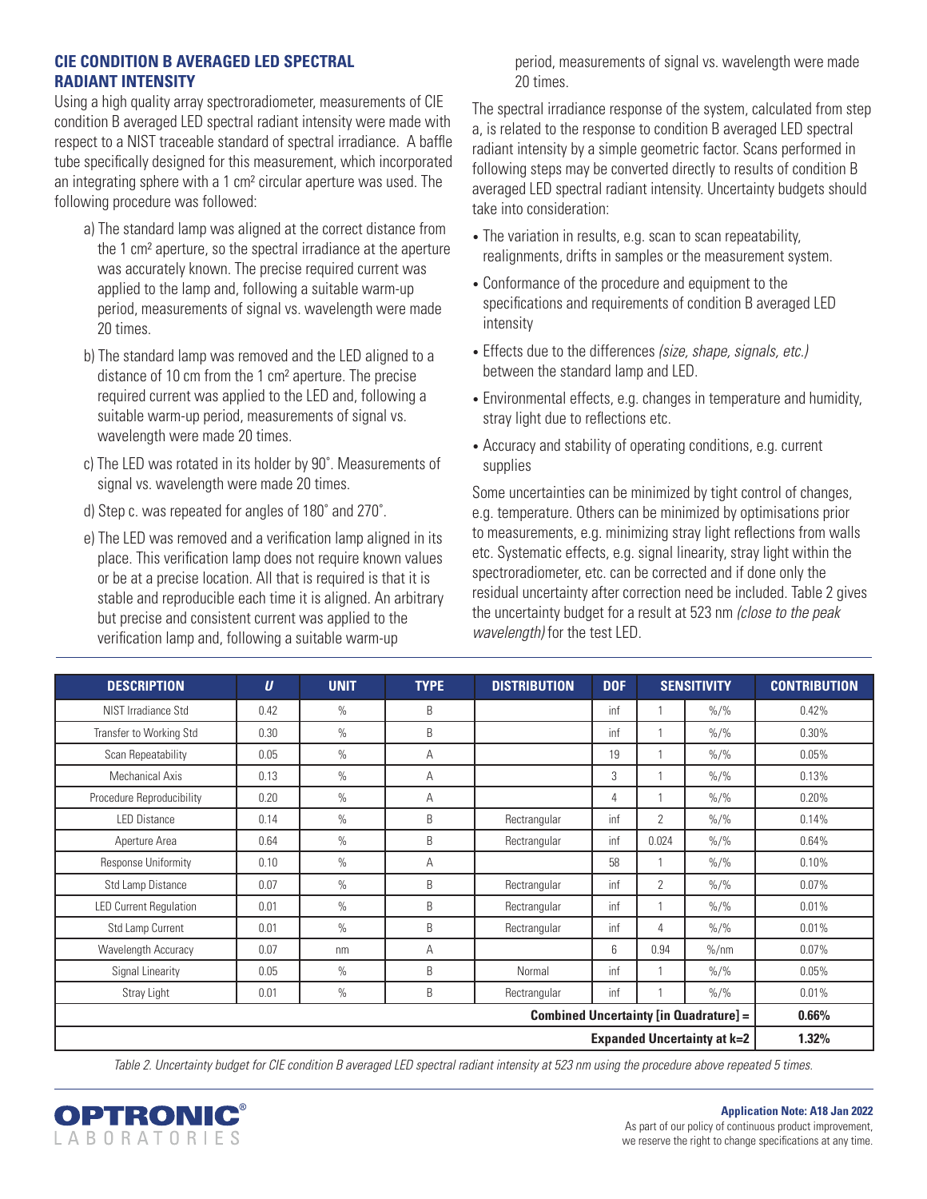## CIE CONDITION B AVERAGED LED SPECTRAL RADIANT INTENSITY

Using a high quality array spectroradiometer, measurements of CIE condition B averaged LED spectral radiant intensity were made with respect to a NIST traceable standard of spectral irradiance. A baffle tube specifically designed for this measurement, which incorporated an integrating sphere with a 1 cm² circular aperture was used. The following procedure was followed:

a) The standard lamp was aligned at the correct distance from the 1 cm² aperture, so the spectral irradiance at the aperture was accurately known. The precise required current was applied to the lamp and, following a suitable warm-up period, measurements of signal vs. wavelength were made 20 times.

b) The standard lamp was removed and the LED aligned to a distance of 10 cm from the 1 cm² aperture. The precise required current was applied to the LED and, following a suitable warm-up period, measurements of signal vs. wavelength were made 20 times.

c) The LED was rotated in its holder by 90˚. Measurements of signal vs. wavelength were made 20 times.

d) Step c. was repeated for angles of 180˚ and 270˚.

e) The LED was removed and a verification lamp aligned in its place. This verification lamp does not require known values or be at a precise location. All that is required is that it is stable and reproducible each time it is aligned. An arbitrary but precise and consistent current was applied to the verification lamp and, following a suitable warm-up period, measurements of signal vs. wavelength were made 20 times.

The spectral irradiance response of the system, calculated from step a, is related to the response to condition B averaged LED spectral radiant intensity by a simple geometric factor. Scans performed in following steps may be converted directly to results of condition B averaged LED spectral radiant intensity. Uncertainty budgets should take into consideration:

- The variation in results, e.g. scan to scan repeatability, realignments, drifts in samples or the measurement system.
- Conformance of the procedure and equipment to the specifications and requirements of condition B averaged LED intensity
- Effects due to the differences *(size, shape, signals, etc.)* between the standard lamp and LED.
- Environmental effects, e.g. changes in temperature and humidity, stray light due to reflections etc.
- Accuracy and stability of operating conditions, e.g. current supplies

Some uncertainties can be minimized by tight control of changes, e.g. temperature. Others can be minimized by optimisations prior to measurements, e.g. minimizing stray light reflections from walls etc. Systematic effects, e.g. signal linearity, stray light within the spectroradiometer, etc. can be corrected and if done only the residual uncertainty after correction need be included. Table 2 gives the uncertainty budget for a result at 523 nm *(close to the peak wavelength)* for the test LED.

| DESCRIPTION | U | UNIT | TYPE | DISTRIBUTION | DOF | SENSITIVITY | | CONTRIBUTION |
|---|---|---|---|---|---|---|---|---|
| NIST Irradiance Std | 0.42 | % | B | | inf | 1 | %/% | 0.42% |
| Transfer to Working Std | 0.30 | % | B | | inf | 1 | %/% | 0.30% |
| Scan Repeatability | 0.05 | % | A | | 19 | 1 | %/% | 0.05% |
| Mechanical Axis | 0.13 | % | A | | 3 | 1 | %/% | 0.13% |
| Procedure Reproducibility | 0.20 | % | A | | 4 | 1 | %/% | 0.20% |
| LED Distance | 0.14 | % | B | Rectrangular | inf | 2 | %/% | 0.14% |
| Aperture Area | 0.64 | % | B | Rectrangular | inf | 0.024 | %/% | 0.64% |
| Response Uniformity | 0.10 | % | A | | 58 | 1 | %/% | 0.10% |
| Std Lamp Distance | 0.07 | % | B | Rectrangular | inf | 2 | %/% | 0.07% |
| LED Current Regulation | 0.01 | % | B | Rectrangular | inf | 1 | %/% | 0.01% |
| Std Lamp Current | 0.01 | % | B | Rectrangular | inf | 4 | %/% | 0.01% |
| Wavelength Accuracy | 0.07 | nm | A | | 6 | 0.94 | %/nm | 0.07% |
| Signal Linearity | 0.05 | % | B | Normal | inf | 1 | %/% | 0.05% |
| Stray Light | 0.01 | % | B | Rectrangular | inf | 1 | %/% | 0.01% |
| | | | | | | | **Combined Uncertainty [in Quadrature] =** | **0.66%** |
| | | | | | | | **Expanded Uncertainty at k=2** | **1.32%** |

*Table 2. Uncertainty budget for CIE condition B averaged LED spectral radiant intensity at 523 nm using the procedure above repeated 5 times.*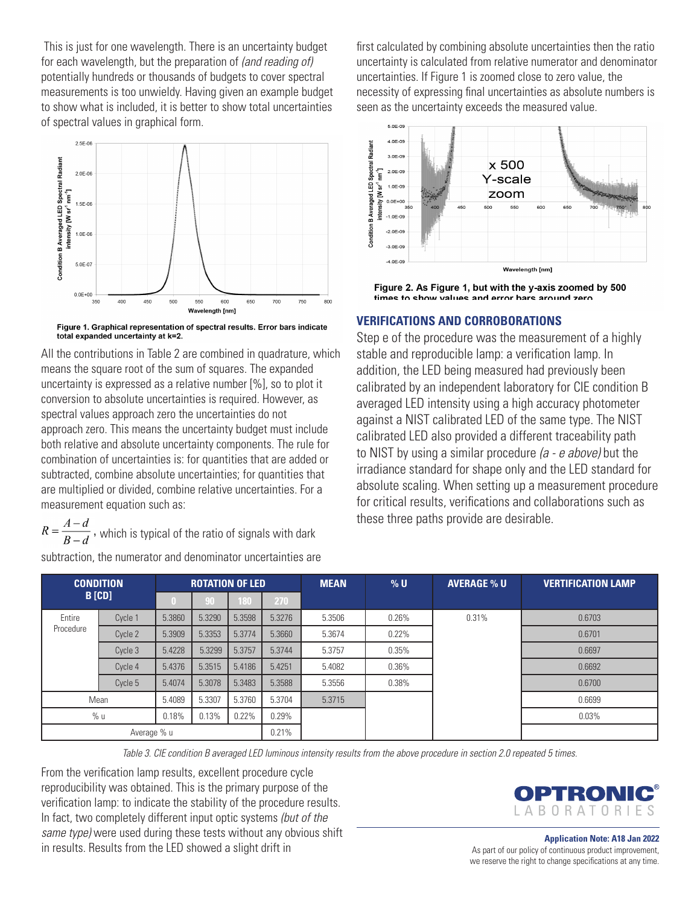This is just for one wavelength. There is an uncertainty budget for each wavelength, but the preparation of *(and reading of)* potentially hundreds or thousands of budgets to cover spectral measurements is too unwieldy. Having given an example budget to show what is included, it is better to show total uncertainties of spectral values in graphical form.

Figure 1. Graphical representation of spectral results. Error bars indicate total expanded uncertainty at k=2.

All the contributions in Table 2 are combined in quadrature, which means the square root of the sum of squares. The expanded uncertainty is expressed as a relative number [%], so to plot it conversion to absolute uncertainties is required. However, as spectral values approach zero the uncertainties do not approach zero. This means the uncertainty budget must include both relative and absolute uncertainty components. The rule for combination of uncertainties is: for quantities that are added or subtracted, combine absolute uncertainties; for quantities that are multiplied or divided, combine relative uncertainties. For a measurement equation such as:

$R = \frac{A-d}{B-d}$, which is typical of the ratio of signals with dark subtraction, the numerator and denominator uncertainties are first calculated by combining absolute uncertainties then the ratio uncertainty is calculated from relative numerator and denominator uncertainties. If Figure 1 is zoomed close to zero value, the necessity of expressing final uncertainties as absolute numbers is seen as the uncertainty exceeds the measured value.

Figure 2. As Figure 1, but with the y-axis zoomed by 500 times to show values and error bars around zero.

## VERIFICATIONS AND CORROBORATIONS

Step e of the procedure was the measurement of a highly stable and reproducible lamp: a verification lamp. In addition, the LED being measured had previously been calibrated by an independent laboratory for CIE condition B averaged LED intensity using a high accuracy photometer against a NIST calibrated LED of the same type. The NIST calibrated LED also provided a different traceability path to NIST by using a similar procedure *(a - e above)* but the irradiance standard for shape only and the LED standard for absolute scaling. When setting up a measurement procedure for critical results, verifications and collaborations such as these three paths provide are desirable.

| CONDITION B [CD] | | ROTATION OF LED | | | | MEAN | % U | AVERAGE % U | VERTIFICATION LAMP |
|---|---|---|---|---|---|---|---|---|---|
| | | 0 | 90 | 180 | 270 | | | | |
| Entire Procedure | Cycle 1 | 5.3860 | 5.3290 | 5.3598 | 5.3276 | 5.3506 | 0.26% | 0.31% | 0.6703 |
| | Cycle 2 | 5.3909 | 5.3353 | 5.3774 | 5.3660 | 5.3674 | 0.22% | | 0.6701 |
| | Cycle 3 | 5.4228 | 5.3299 | 5.3757 | 5.3744 | 5.3757 | 0.35% | | 0.6697 |
| | Cycle 4 | 5.4376 | 5.3515 | 5.4186 | 5.4251 | 5.4082 | 0.36% | | 0.6692 |
| | Cycle 5 | 5.4074 | 5.3078 | 5.3483 | 5.3588 | 5.3556 | 0.38% | | 0.6700 |
| Mean | | 5.4089 | 5.3307 | 5.3760 | 5.3704 | 5.3715 | | | 0.6699 |
| % u | | 0.18% | 0.13% | 0.22% | 0.29% | | | | 0.03% |
| Average % u | | | | | 0.21% | | | | |

*Table 3. CIE condition B averaged LED luminous intensity results from the above procedure in section 2.0 repeated 5 times.*

From the verification lamp results, excellent procedure cycle reproducibility was obtained. This is the primary purpose of the verification lamp: to indicate the stability of the procedure results. In fact, two completely different input optic systems *(but of the same type)* were used during these tests without any obvious shift in results. Results from the LED showed a slight drift in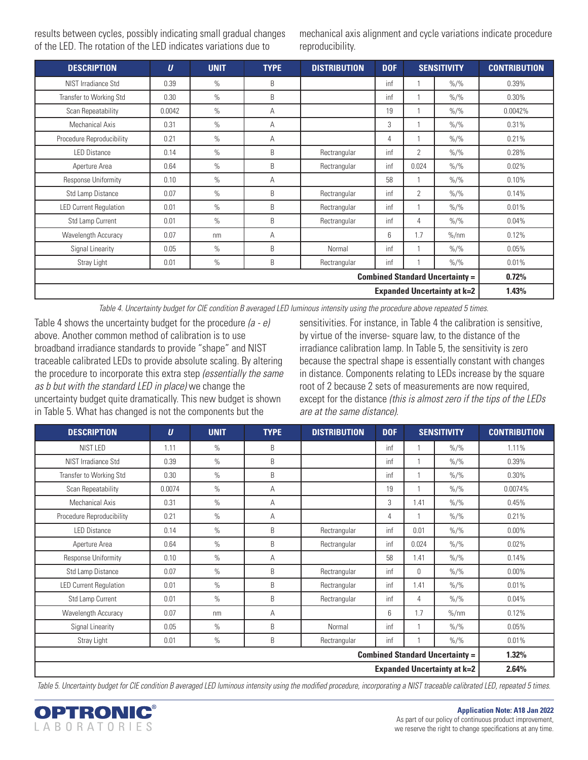results between cycles, possibly indicating small gradual changes of the LED. The rotation of the LED indicates variations due to mechanical axis alignment and cycle variations indicate procedure reproducibility.

| DESCRIPTION | $U$ | UNIT | TYPE | DISTRIBUTION | DOF | SENSITIVITY | | CONTRIBUTION |
|---|---|---|---|---|---|---|---|---|
| NIST Irradiance Std | 0.39 | % | B | | inf | 1 | %/% | 0.39% |
| Transfer to Working Std | 0.30 | % | B | | inf | 1 | %/% | 0.30% |
| Scan Repeatability | 0.0042 | % | A | | 19 | 1 | %/% | 0.0042% |
| Mechanical Axis | 0.31 | % | A | | 3 | 1 | %/% | 0.31% |
| Procedure Reproducibility | 0.21 | % | A | | 4 | 1 | %/% | 0.21% |
| LED Distance | 0.14 | % | B | Rectrangular | inf | 2 | %/% | 0.28% |
| Aperture Area | 0.64 | % | B | Rectrangular | inf | 0.024 | %/% | 0.02% |
| Response Uniformity | 0.10 | % | A | | 58 | 1 | %/% | 0.10% |
| Std Lamp Distance | 0.07 | % | B | Rectrangular | inf | 2 | %/% | 0.14% |
| LED Current Regulation | 0.01 | % | B | Rectrangular | inf | 1 | %/% | 0.01% |
| Std Lamp Current | 0.01 | % | B | Rectrangular | inf | 4 | %/% | 0.04% |
| Wavelength Accuracy | 0.07 | nm | A | | 6 | 1.7 | %/nm | 0.12% |
| Signal Linearity | 0.05 | % | B | Normal | inf | 1 | %/% | 0.05% |
| Stray Light | 0.01 | % | B | Rectrangular | inf | 1 | %/% | 0.01% |
| | | | | | | | **Combined Standard Uncertainty =** | **0.72%** |
| | | | | | | | **Expanded Uncertainty at k=2** | **1.43%** |

*Table 4. Uncertainty budget for CIE condition B averaged LED luminous intensity using the procedure above repeated 5 times.*

Table 4 shows the uncertainty budget for the procedure *(a - e)* above. Another common method of calibration is to use broadband irradiance standards to provide "shape" and NIST traceable calibrated LEDs to provide absolute scaling. By altering the procedure to incorporate this extra step *(essentially the same as b but with the standard LED in place)* we change the uncertainty budget quite dramatically. This new budget is shown in Table 5. What has changed is not the components but the sensitivities. For instance, in Table 4 the calibration is sensitive, by virtue of the inverse- square law, to the distance of the irradiance calibration lamp. In Table 5, the sensitivity is zero because the spectral shape is essentially constant with changes in distance. Components relating to LEDs increase by the square root of 2 because 2 sets of measurements are now required, except for the distance *(this is almost zero if the tips of the LEDs are at the same distance)*.

| DESCRIPTION | $U$ | UNIT | TYPE | DISTRIBUTION | DOF | SENSITIVITY | | CONTRIBUTION |
|---|---|---|---|---|---|---|---|---|
| NIST LED | 1.11 | % | B | | inf | 1 | %/% | 1.11% |
| NIST Irradiance Std | 0.39 | % | B | | inf | 1 | %/% | 0.39% |
| Transfer to Working Std | 0.30 | % | B | | inf | 1 | %/% | 0.30% |
| Scan Repeatability | 0.0074 | % | A | | 19 | 1 | %/% | 0.0074% |
| Mechanical Axis | 0.31 | % | A | | 3 | 1.41 | %/% | 0.45% |
| Procedure Reproducibility | 0.21 | % | A | | 4 | 1 | %/% | 0.21% |
| LED Distance | 0.14 | % | B | Rectrangular | inf | 0.01 | %/% | 0.00% |
| Aperture Area | 0.64 | % | B | Rectrangular | inf | 0.024 | %/% | 0.02% |
| Response Uniformity | 0.10 | % | A | | 58 | 1.41 | %/% | 0.14% |
| Std Lamp Distance | 0.07 | % | B | Rectrangular | inf | 0 | %/% | 0.00% |
| LED Current Regulation | 0.01 | % | B | Rectrangular | inf | 1.41 | %/% | 0.01% |
| Std Lamp Current | 0.01 | % | B | Rectrangular | inf | 4 | %/% | 0.04% |
| Wavelength Accuracy | 0.07 | nm | A | | 6 | 1.7 | %/nm | 0.12% |
| Signal Linearity | 0.05 | % | B | Normal | inf | 1 | %/% | 0.05% |
| Stray Light | 0.01 | % | B | Rectrangular | inf | 1 | %/% | 0.01% |
| | | | | | | | **Combined Standard Uncertainty =** | **1.32%** |
| | | | | | | | **Expanded Uncertainty at k=2** | **2.64%** |

*Table 5. Uncertainty budget for CIE condition B averaged LED luminous intensity using the modified procedure, incorporating a NIST traceable calibrated LED, repeated 5 times.*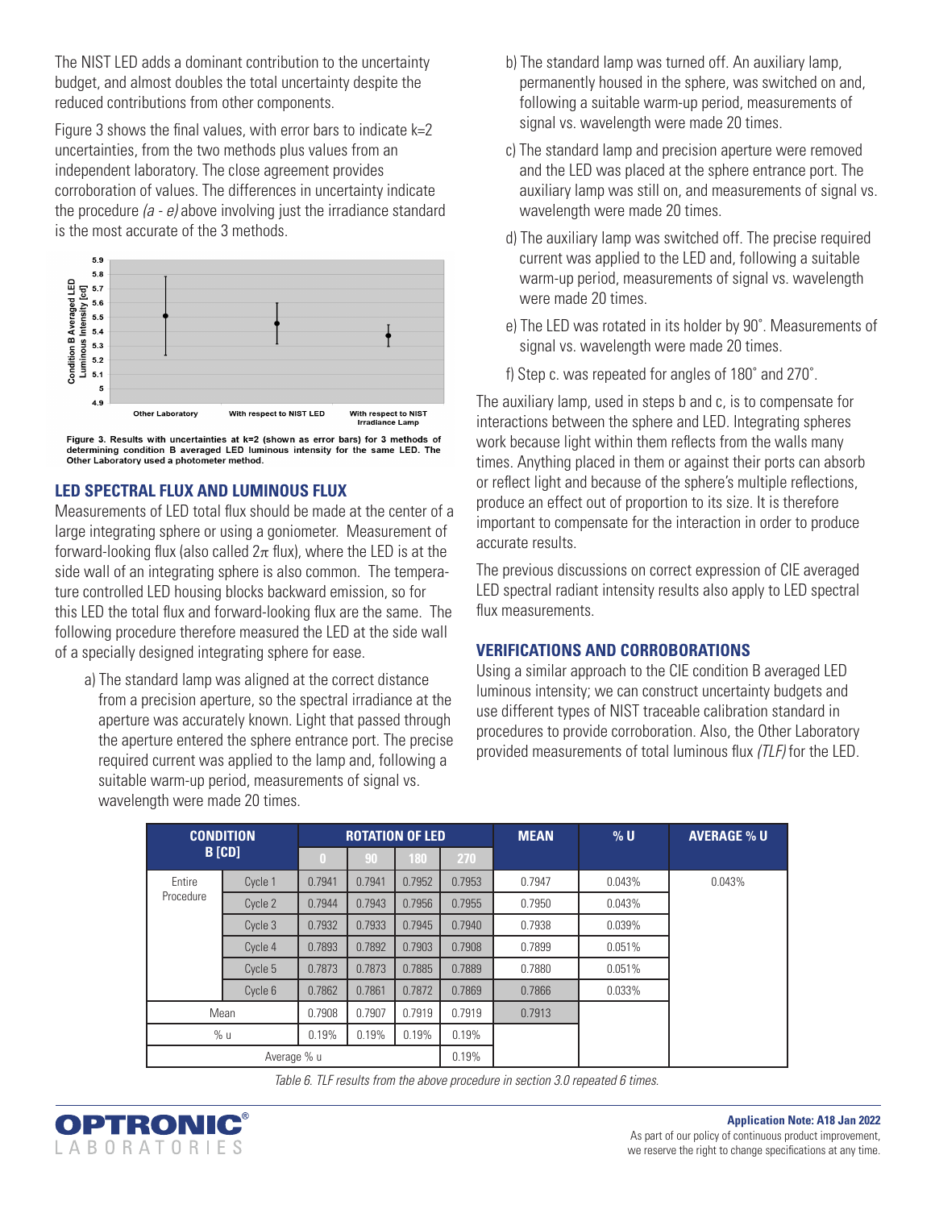The NIST LED adds a dominant contribution to the uncertainty budget, and almost doubles the total uncertainty despite the reduced contributions from other components.

Figure 3 shows the final values, with error bars to indicate k=2 uncertainties, from the two methods plus values from an independent laboratory. The close agreement provides corroboration of values. The differences in uncertainty indicate the procedure *(a - e)* above involving just the irradiance standard is the most accurate of the 3 methods.

**Figure 3. Results with uncertainties at k=2 (shown as error bars) for 3 methods of determining condition B averaged LED luminous intensity for the same LED. The Other Laboratory used a photometer method.**

## LED SPECTRAL FLUX AND LUMINOUS FLUX

Measurements of LED total flux should be made at the center of a large integrating sphere or using a goniometer. Measurement of forward-looking flux (also called $2\pi$ flux), where the LED is at the side wall of an integrating sphere is also common. The temperature controlled LED housing blocks backward emission, so for this LED the total flux and forward-looking flux are the same. The following procedure therefore measured the LED at the side wall of a specially designed integrating sphere for ease.

a) The standard lamp was aligned at the correct distance from a precision aperture, so the spectral irradiance at the aperture was accurately known. Light that passed through the aperture entered the sphere entrance port. The precise required current was applied to the lamp and, following a suitable warm-up period, measurements of signal vs. wavelength were made 20 times.

b) The standard lamp was turned off. An auxiliary lamp, permanently housed in the sphere, was switched on and, following a suitable warm-up period, measurements of signal vs. wavelength were made 20 times.

c) The standard lamp and precision aperture were removed and the LED was placed at the sphere entrance port. The auxiliary lamp was still on, and measurements of signal vs. wavelength were made 20 times.

d) The auxiliary lamp was switched off. The precise required current was applied to the LED and, following a suitable warm-up period, measurements of signal vs. wavelength were made 20 times.

e) The LED was rotated in its holder by 90˚. Measurements of signal vs. wavelength were made 20 times.

f) Step c. was repeated for angles of 180˚ and 270˚.

The auxiliary lamp, used in steps b and c, is to compensate for interactions between the sphere and LED. Integrating spheres work because light within them reflects from the walls many times. Anything placed in them or against their ports can absorb or reflect light and because of the sphere's multiple reflections, produce an effect out of proportion to its size. It is therefore important to compensate for the interaction in order to produce accurate results.

The previous discussions on correct expression of CIE averaged LED spectral radiant intensity results also apply to LED spectral flux measurements.

## VERIFICATIONS AND CORROBORATIONS

Using a similar approach to the CIE condition B averaged LED luminous intensity; we can construct uncertainty budgets and use different types of NIST traceable calibration standard in procedures to provide corroboration. Also, the Other Laboratory provided measurements of total luminous flux *(TLF)* for the LED.

| CONDITION B [CD] | | ROTATION OF LED | | | | MEAN | % U | AVERAGE % U |
|---|---|---|---|---|---|---|---|---|
| | | 0 | 90 | 180 | 270 | | | |
| Entire Procedure | Cycle 1 | 0.7941 | 0.7941 | 0.7952 | 0.7953 | 0.7947 | 0.043% | 0.043% |
| | Cycle 2 | 0.7944 | 0.7943 | 0.7956 | 0.7955 | 0.7950 | 0.043% | |
| | Cycle 3 | 0.7932 | 0.7933 | 0.7945 | 0.7940 | 0.7938 | 0.039% | |
| | Cycle 4 | 0.7893 | 0.7892 | 0.7903 | 0.7908 | 0.7899 | 0.051% | |
| | Cycle 5 | 0.7873 | 0.7873 | 0.7885 | 0.7889 | 0.7880 | 0.051% | |
| | Cycle 6 | 0.7862 | 0.7861 | 0.7872 | 0.7869 | 0.7866 | 0.033% | |
| Mean | | 0.7908 | 0.7907 | 0.7919 | 0.7919 | 0.7913 | | |
| % u | | 0.19% | 0.19% | 0.19% | 0.19% | | | |
| Average % u | | | | | 0.19% | | | |

*Table 6. TLF results from the above procedure in section 3.0 repeated 6 times.*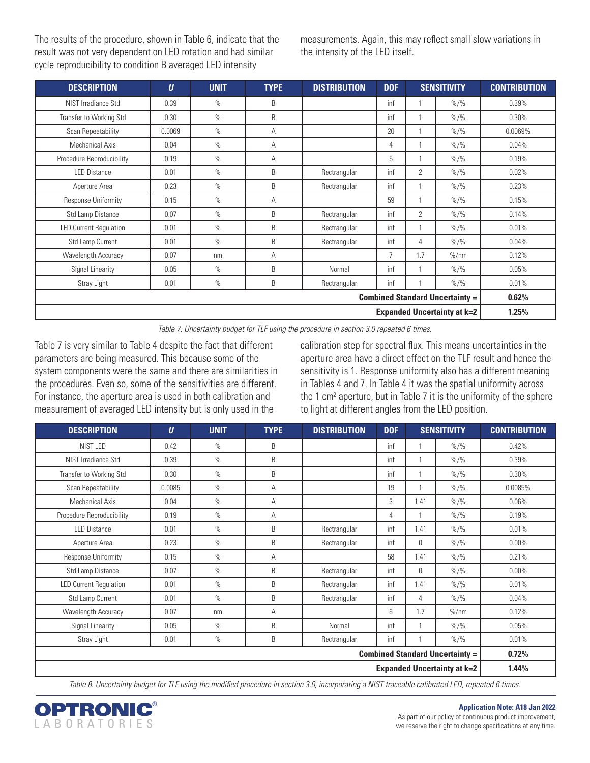The results of the procedure, shown in Table 6, indicate that the result was not very dependent on LED rotation and had similar cycle reproducibility to condition B averaged LED intensity measurements. Again, this may reflect small slow variations in the intensity of the LED itself.

| DESCRIPTION | U | UNIT | TYPE | DISTRIBUTION | DOF | SENSITIVITY | | CONTRIBUTION |
|---|---|---|---|---|---|---|---|---|
| NIST Irradiance Std | 0.39 | % | B | | inf | 1 | %/% | 0.39% |
| Transfer to Working Std | 0.30 | % | B | | inf | 1 | %/% | 0.30% |
| Scan Repeatability | 0.0069 | % | A | | 20 | 1 | %/% | 0.0069% |
| Mechanical Axis | 0.04 | % | A | | 4 | 1 | %/% | 0.04% |
| Procedure Reproducibility | 0.19 | % | A | | 5 | 1 | %/% | 0.19% |
| LED Distance | 0.01 | % | B | Rectrangular | inf | 2 | %/% | 0.02% |
| Aperture Area | 0.23 | % | B | Rectrangular | inf | 1 | %/% | 0.23% |
| Response Uniformity | 0.15 | % | A | | 59 | 1 | %/% | 0.15% |
| Std Lamp Distance | 0.07 | % | B | Rectrangular | inf | 2 | %/% | 0.14% |
| LED Current Regulation | 0.01 | % | B | Rectrangular | inf | 1 | %/% | 0.01% |
| Std Lamp Current | 0.01 | % | B | Rectrangular | inf | 4 | %/% | 0.04% |
| Wavelength Accuracy | 0.07 | nm | A | | 7 | 1.7 | %/nm | 0.12% |
| Signal Linearity | 0.05 | % | B | Normal | inf | 1 | %/% | 0.05% |
| Stray Light | 0.01 | % | B | Rectrangular | inf | 1 | %/% | 0.01% |
| **Combined Standard Uncertainty =** | | | | | | | | **0.62%** |
| **Expanded Uncertainty at k=2** | | | | | | | | **1.25%** |

*Table 7. Uncertainty budget for TLF using the procedure in section 3.0 repeated 6 times.*

Table 7 is very similar to Table 4 despite the fact that different parameters are being measured. This because some of the system components were the same and there are similarities in the procedures. Even so, some of the sensitivities are different. For instance, the aperture area is used in both calibration and measurement of averaged LED intensity but is only used in the calibration step for spectral flux. This means uncertainties in the aperture area have a direct effect on the TLF result and hence the sensitivity is 1. Response uniformity also has a different meaning in Tables 4 and 7. In Table 4 it was the spatial uniformity across the 1 cm² aperture, but in Table 7 it is the uniformity of the sphere to light at different angles from the LED position.

| DESCRIPTION | U | UNIT | TYPE | DISTRIBUTION | DOF | SENSITIVITY | | CONTRIBUTION |
|---|---|---|---|---|---|---|---|---|
| NIST LED | 0.42 | % | B | | inf | 1 | %/% | 0.42% |
| NIST Irradiance Std | 0.39 | % | B | | inf | 1 | %/% | 0.39% |
| Transfer to Working Std | 0.30 | % | B | | inf | 1 | %/% | 0.30% |
| Scan Repeatability | 0.0085 | % | A | | 19 | 1 | %/% | 0.0085% |
| Mechanical Axis | 0.04 | % | A | | 3 | 1.41 | %/% | 0.06% |
| Procedure Reproducibility | 0.19 | % | A | | 4 | 1 | %/% | 0.19% |
| LED Distance | 0.01 | % | B | Rectrangular | inf | 1.41 | %/% | 0.01% |
| Aperture Area | 0.23 | % | B | Rectrangular | inf | 0 | %/% | 0.00% |
| Response Uniformity | 0.15 | % | A | | 58 | 1.41 | %/% | 0.21% |
| Std Lamp Distance | 0.07 | % | B | Rectrangular | inf | 0 | %/% | 0.00% |
| LED Current Regulation | 0.01 | % | B | Rectrangular | inf | 1.41 | %/% | 0.01% |
| Std Lamp Current | 0.01 | % | B | Rectrangular | inf | 4 | %/% | 0.04% |
| Wavelength Accuracy | 0.07 | nm | A | | 6 | 1.7 | %/nm | 0.12% |
| Signal Linearity | 0.05 | % | B | Normal | inf | 1 | %/% | 0.05% |
| Stray Light | 0.01 | % | B | Rectrangular | inf | 1 | %/% | 0.01% |
| **Combined Standard Uncertainty =** | | | | | | | | **0.72%** |
| **Expanded Uncertainty at k=2** | | | | | | | | **1.44%** |

*Table 8. Uncertainty budget for TLF using the modified procedure in section 3.0, incorporating a NIST traceable calibrated LED, repeated 6 times.*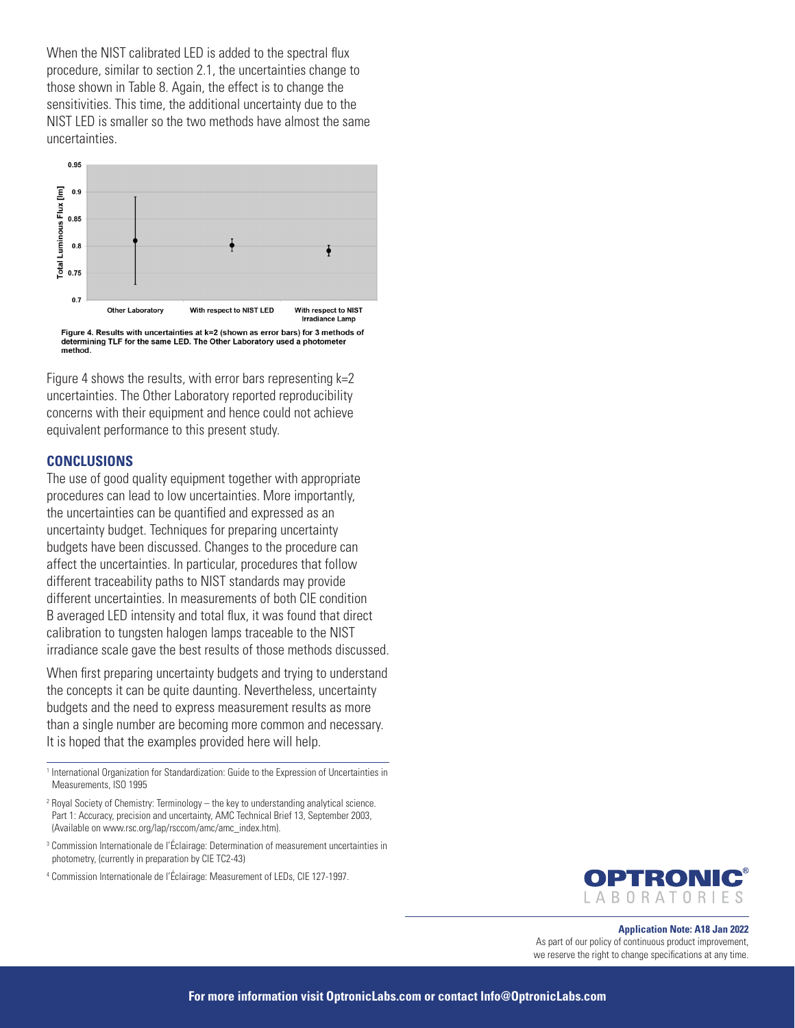When the NIST calibrated LED is added to the spectral flux procedure, similar to section 2.1, the uncertainties change to those shown in Table 8. Again, the effect is to change the sensitivities. This time, the additional uncertainty due to the NIST LED is smaller so the two methods have almost the same uncertainties.

Total Luminous Flux [lm]

0.95
0.9
0.85
0.8
0.75
0.7

Other Laboratory
With respect to NIST LED
With respect to NIST Irradiance Lamp

Figure 4. Results with uncertainties at k=2 (shown as error bars) for 3 methods of determining TLF for the same LED. The Other Laboratory used a photometer method.

Figure 4 shows the results, with error bars representing k=2 uncertainties. The Other Laboratory reported reproducibility concerns with their equipment and hence could not achieve equivalent performance to this present study.

## CONCLUSIONS

The use of good quality equipment together with appropriate procedures can lead to low uncertainties. More importantly, the uncertainties can be quantified and expressed as an uncertainty budget. Techniques for preparing uncertainty budgets have been discussed. Changes to the procedure can affect the uncertainties. In particular, procedures that follow different traceability paths to NIST standards may provide different uncertainties. In measurements of both CIE condition B averaged LED intensity and total flux, it was found that direct calibration to tungsten halogen lamps traceable to the NIST irradiance scale gave the best results of those methods discussed.

When first preparing uncertainty budgets and trying to understand the concepts it can be quite daunting. Nevertheless, uncertainty budgets and the need to express measurement results as more than a single number are becoming more common and necessary. It is hoped that the examples provided here will help.

[1] International Organization for Standardization: Guide to the Expression of Uncertainties in Measurements, ISO 1995

[2] Royal Society of Chemistry: Terminology – the key to understanding analytical science. Part 1: Accuracy, precision and uncertainty, AMC Technical Brief 13, September 2003, (Available on www.rsc.org/lap/rsccom/amc/amc_index.htm).

[3] Commission Internationale de l'Éclairage: Determination of measurement uncertainties in photometry, (currently in preparation by CIE TC2-43)

[4] Commission Internationale de l'Éclairage: Measurement of LEDs, CIE 127-1997.

OPTRONIC® LABORATORIES

**Application Note: A18 Jan 2022**

As part of our policy of continuous product improvement, we reserve the right to change specifications at any time.

**For more information visit OptronicLabs.com or contact Info@OptronicLabs.com**